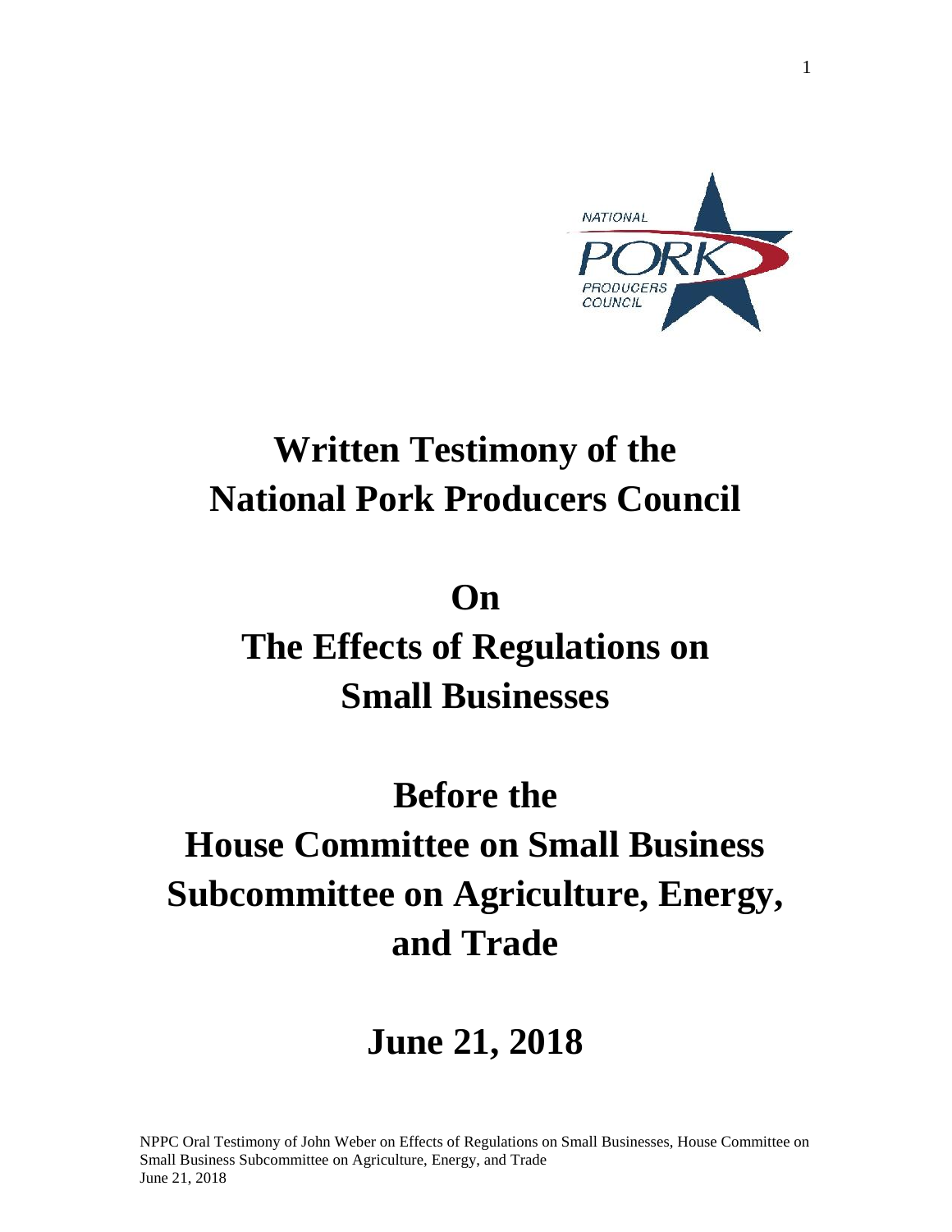# Written Testimony of the National Pork Producers Council

# On The Effects of Regulations on Small Businesses

# Before the House Committee on Small Business Subcommittee on Agriculture, Energy, and Trade

## June 21, 2018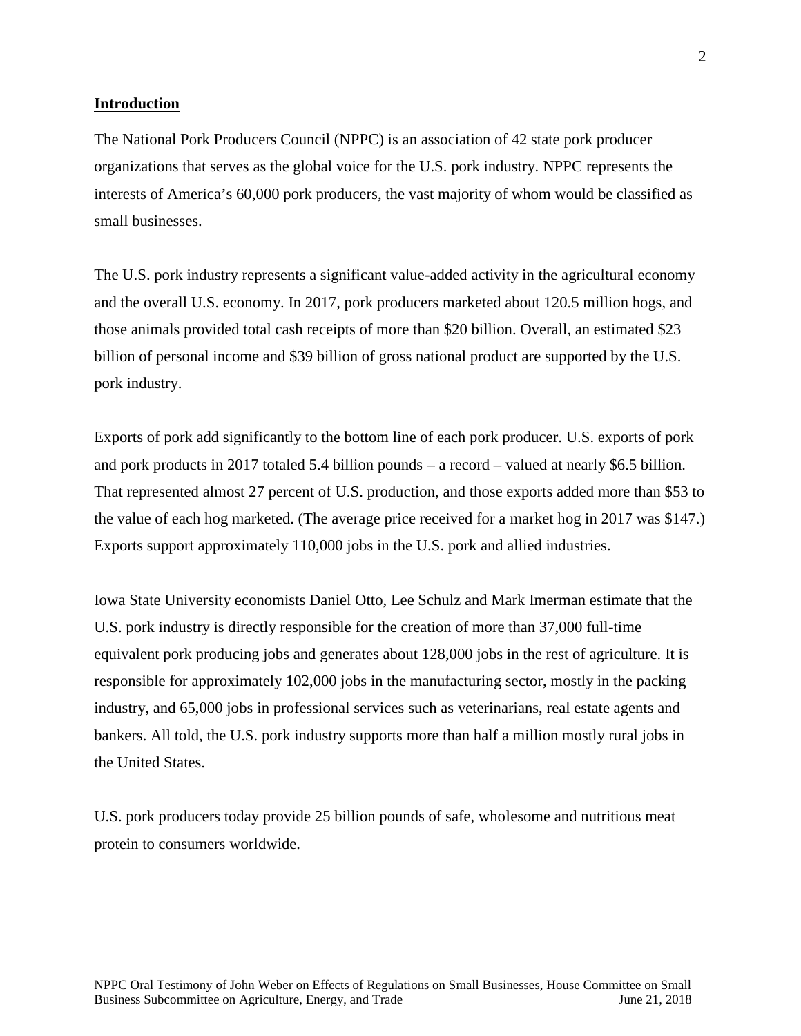## Introduction

The National Pork Producers Council (NPPC) is an association of 42 state pork producer organizations that serves as the global voice for the U.S. pork industry. NPPC represents the interests of America's 60,000 pork producers, the vast majority of whom would be classified as small businesses.

The U.S. pork industry represents a significant value-added activity in the agricultural economy and the overall U.S. economy. In 2017, pork producers marketed about 120.5 million hogs, and those animals provided total cash receipts of more than $20 billion. Overall, an estimated $23 billion of personal income and $39 billion of gross national product are supported by the U.S. pork industry.

Exports of pork add significantly to the bottom line of each pork producer. U.S. exports of pork and pork products in 2017 totaled 5.4 billion pounds – a record – valued at nearly $6.5 billion. That represented almost 27 percent of U.S. production, and those exports added more than $53 to the value of each hog marketed. (The average price received for a market hog in 2017 was $147.) Exports support approximately 110,000 jobs in the U.S. pork and allied industries.

Iowa State University economists Daniel Otto, Lee Schulz and Mark Imerman estimate that the U.S. pork industry is directly responsible for the creation of more than 37,000 full-time equivalent pork producing jobs and generates about 128,000 jobs in the rest of agriculture. It is responsible for approximately 102,000 jobs in the manufacturing sector, mostly in the packing industry, and 65,000 jobs in professional services such as veterinarians, real estate agents and bankers. All told, the U.S. pork industry supports more than half a million mostly rural jobs in the United States.

U.S. pork producers today provide 25 billion pounds of safe, wholesome and nutritious meat protein to consumers worldwide.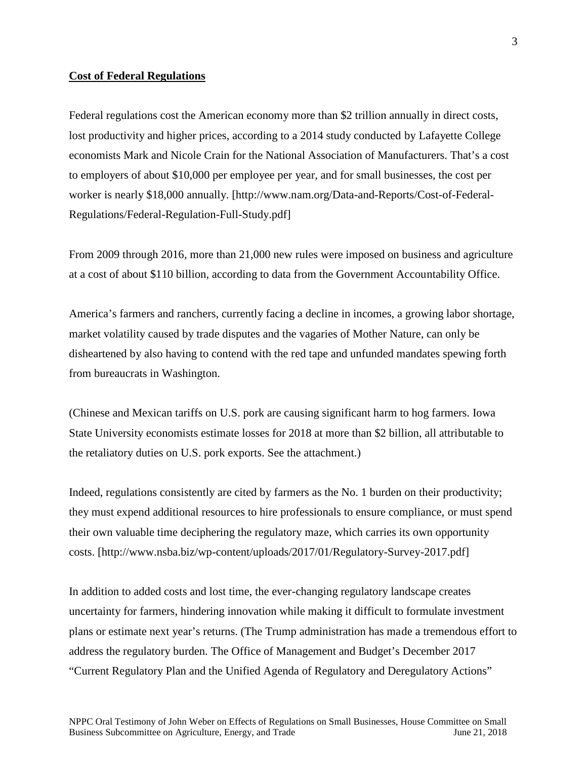**Cost of Federal Regulations**

Federal regulations cost the American economy more than $2 trillion annually in direct costs, lost productivity and higher prices, according to a 2014 study conducted by Lafayette College economists Mark and Nicole Crain for the National Association of Manufacturers. That's a cost to employers of about $10,000 per employee per year, and for small businesses, the cost per worker is nearly $18,000 annually. [http://www.nam.org/Data-and-Reports/Cost-of-Federal-Regulations/Federal-Regulation-Full-Study.pdf]

From 2009 through 2016, more than 21,000 new rules were imposed on business and agriculture at a cost of about $110 billion, according to data from the Government Accountability Office.

America's farmers and ranchers, currently facing a decline in incomes, a growing labor shortage, market volatility caused by trade disputes and the vagaries of Mother Nature, can only be disheartened by also having to contend with the red tape and unfunded mandates spewing forth from bureaucrats in Washington.

(Chinese and Mexican tariffs on U.S. pork are causing significant harm to hog farmers. Iowa State University economists estimate losses for 2018 at more than $2 billion, all attributable to the retaliatory duties on U.S. pork exports. See the attachment.)

Indeed, regulations consistently are cited by farmers as the No. 1 burden on their productivity; they must expend additional resources to hire professionals to ensure compliance, or must spend their own valuable time deciphering the regulatory maze, which carries its own opportunity costs. [http://www.nsba.biz/wp-content/uploads/2017/01/Regulatory-Survey-2017.pdf]

In addition to added costs and lost time, the ever-changing regulatory landscape creates uncertainty for farmers, hindering innovation while making it difficult to formulate investment plans or estimate next year's returns. (The Trump administration has made a tremendous effort to address the regulatory burden. The Office of Management and Budget's December 2017 "Current Regulatory Plan and the Unified Agenda of Regulatory and Deregulatory Actions"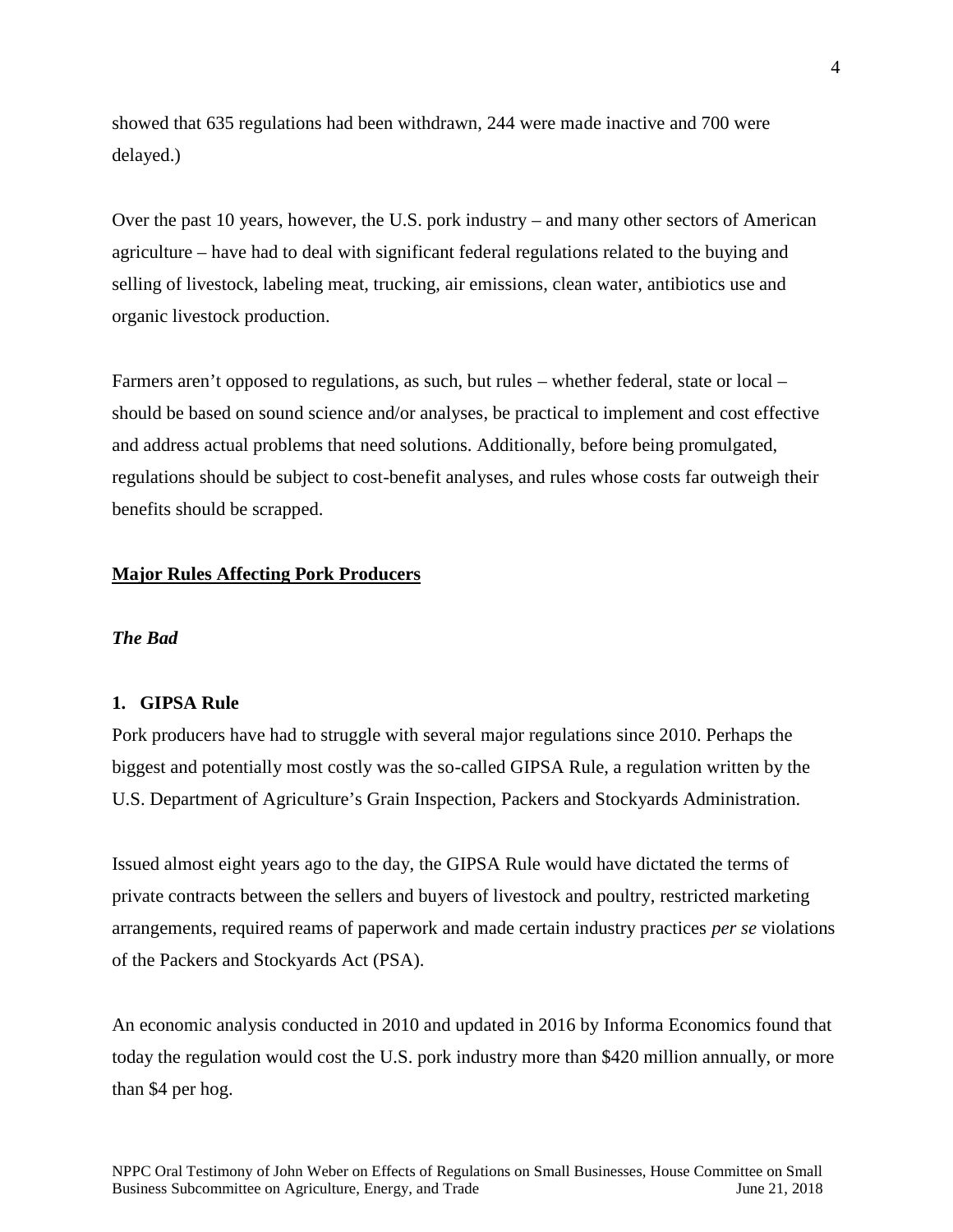showed that 635 regulations had been withdrawn, 244 were made inactive and 700 were delayed.)

Over the past 10 years, however, the U.S. pork industry – and many other sectors of American agriculture – have had to deal with significant federal regulations related to the buying and selling of livestock, labeling meat, trucking, air emissions, clean water, antibiotics use and organic livestock production.

Farmers aren't opposed to regulations, as such, but rules – whether federal, state or local – should be based on sound science and/or analyses, be practical to implement and cost effective and address actual problems that need solutions. Additionally, before being promulgated, regulations should be subject to cost-benefit analyses, and rules whose costs far outweigh their benefits should be scrapped.

## **Major Rules Affecting Pork Producers**

### *The Bad*

#### 1. GIPSA Rule

Pork producers have had to struggle with several major regulations since 2010. Perhaps the biggest and potentially most costly was the so-called GIPSA Rule, a regulation written by the U.S. Department of Agriculture's Grain Inspection, Packers and Stockyards Administration.

Issued almost eight years ago to the day, the GIPSA Rule would have dictated the terms of private contracts between the sellers and buyers of livestock and poultry, restricted marketing arrangements, required reams of paperwork and made certain industry practices *per se* violations of the Packers and Stockyards Act (PSA).

An economic analysis conducted in 2010 and updated in 2016 by Informa Economics found that today the regulation would cost the U.S. pork industry more than $420 million annually, or more than $4 per hog.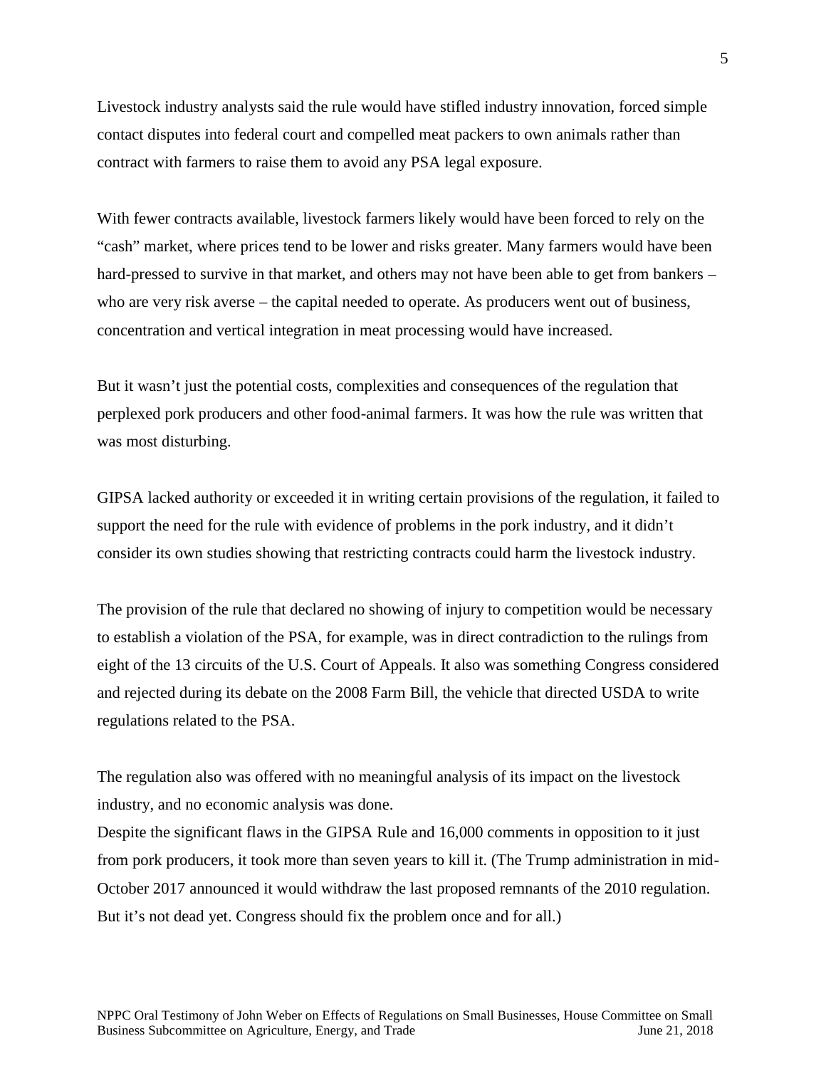Livestock industry analysts said the rule would have stifled industry innovation, forced simple contact disputes into federal court and compelled meat packers to own animals rather than contract with farmers to raise them to avoid any PSA legal exposure.

With fewer contracts available, livestock farmers likely would have been forced to rely on the "cash" market, where prices tend to be lower and risks greater. Many farmers would have been hard-pressed to survive in that market, and others may not have been able to get from bankers – who are very risk averse – the capital needed to operate. As producers went out of business, concentration and vertical integration in meat processing would have increased.

But it wasn't just the potential costs, complexities and consequences of the regulation that perplexed pork producers and other food-animal farmers. It was how the rule was written that was most disturbing.

GIPSA lacked authority or exceeded it in writing certain provisions of the regulation, it failed to support the need for the rule with evidence of problems in the pork industry, and it didn't consider its own studies showing that restricting contracts could harm the livestock industry.

The provision of the rule that declared no showing of injury to competition would be necessary to establish a violation of the PSA, for example, was in direct contradiction to the rulings from eight of the 13 circuits of the U.S. Court of Appeals. It also was something Congress considered and rejected during its debate on the 2008 Farm Bill, the vehicle that directed USDA to write regulations related to the PSA.

The regulation also was offered with no meaningful analysis of its impact on the livestock industry, and no economic analysis was done.

Despite the significant flaws in the GIPSA Rule and 16,000 comments in opposition to it just from pork producers, it took more than seven years to kill it. (The Trump administration in mid-October 2017 announced it would withdraw the last proposed remnants of the 2010 regulation. But it's not dead yet. Congress should fix the problem once and for all.)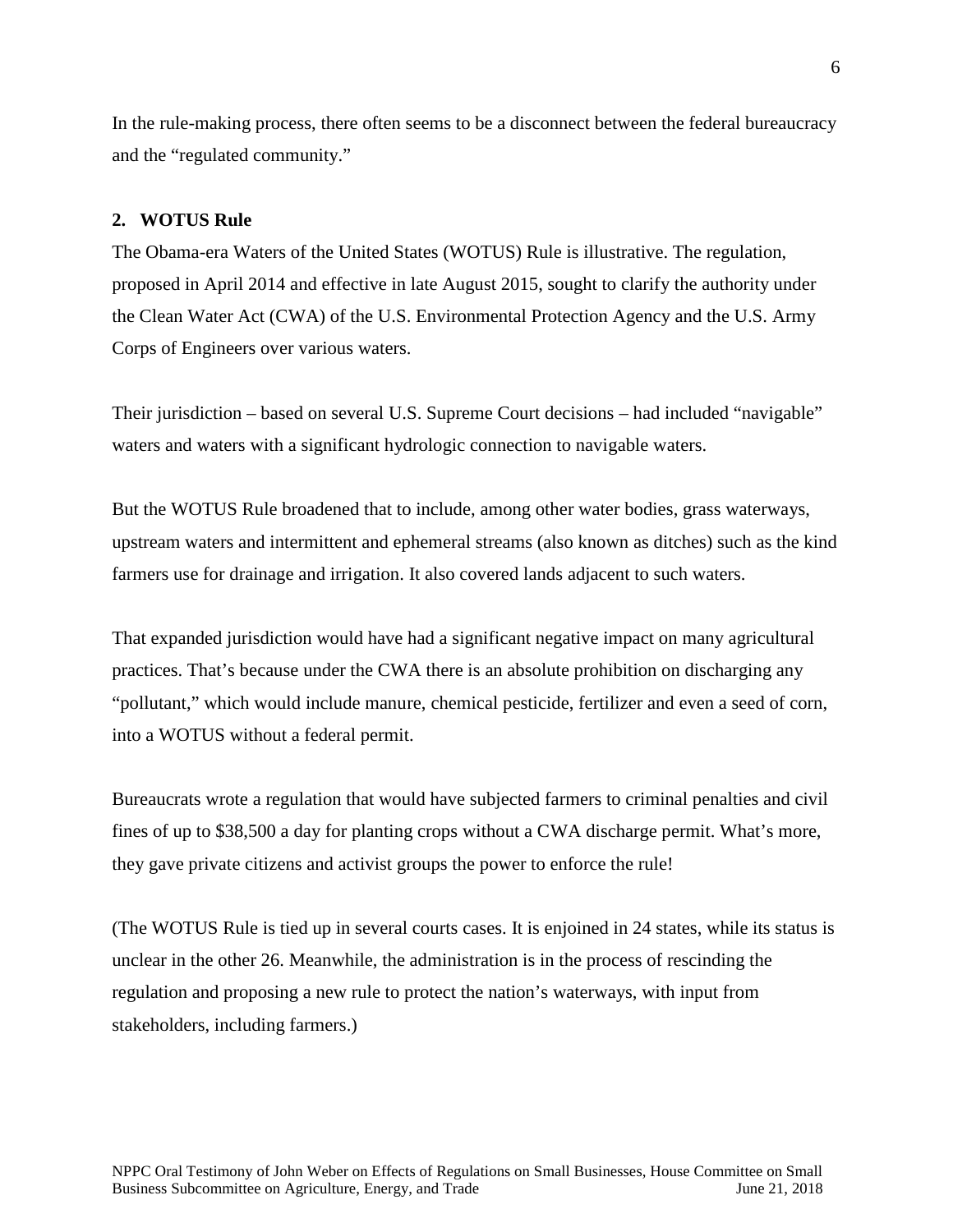In the rule-making process, there often seems to be a disconnect between the federal bureaucracy and the "regulated community."

**2. WOTUS Rule**

The Obama-era Waters of the United States (WOTUS) Rule is illustrative. The regulation, proposed in April 2014 and effective in late August 2015, sought to clarify the authority under the Clean Water Act (CWA) of the U.S. Environmental Protection Agency and the U.S. Army Corps of Engineers over various waters.

Their jurisdiction – based on several U.S. Supreme Court decisions – had included "navigable" waters and waters with a significant hydrologic connection to navigable waters.

But the WOTUS Rule broadened that to include, among other water bodies, grass waterways, upstream waters and intermittent and ephemeral streams (also known as ditches) such as the kind farmers use for drainage and irrigation. It also covered lands adjacent to such waters.

That expanded jurisdiction would have had a significant negative impact on many agricultural practices. That's because under the CWA there is an absolute prohibition on discharging any "pollutant," which would include manure, chemical pesticide, fertilizer and even a seed of corn, into a WOTUS without a federal permit.

Bureaucrats wrote a regulation that would have subjected farmers to criminal penalties and civil fines of up to $38,500 a day for planting crops without a CWA discharge permit. What's more, they gave private citizens and activist groups the power to enforce the rule!

(The WOTUS Rule is tied up in several courts cases. It is enjoined in 24 states, while its status is unclear in the other 26. Meanwhile, the administration is in the process of rescinding the regulation and proposing a new rule to protect the nation's waterways, with input from stakeholders, including farmers.)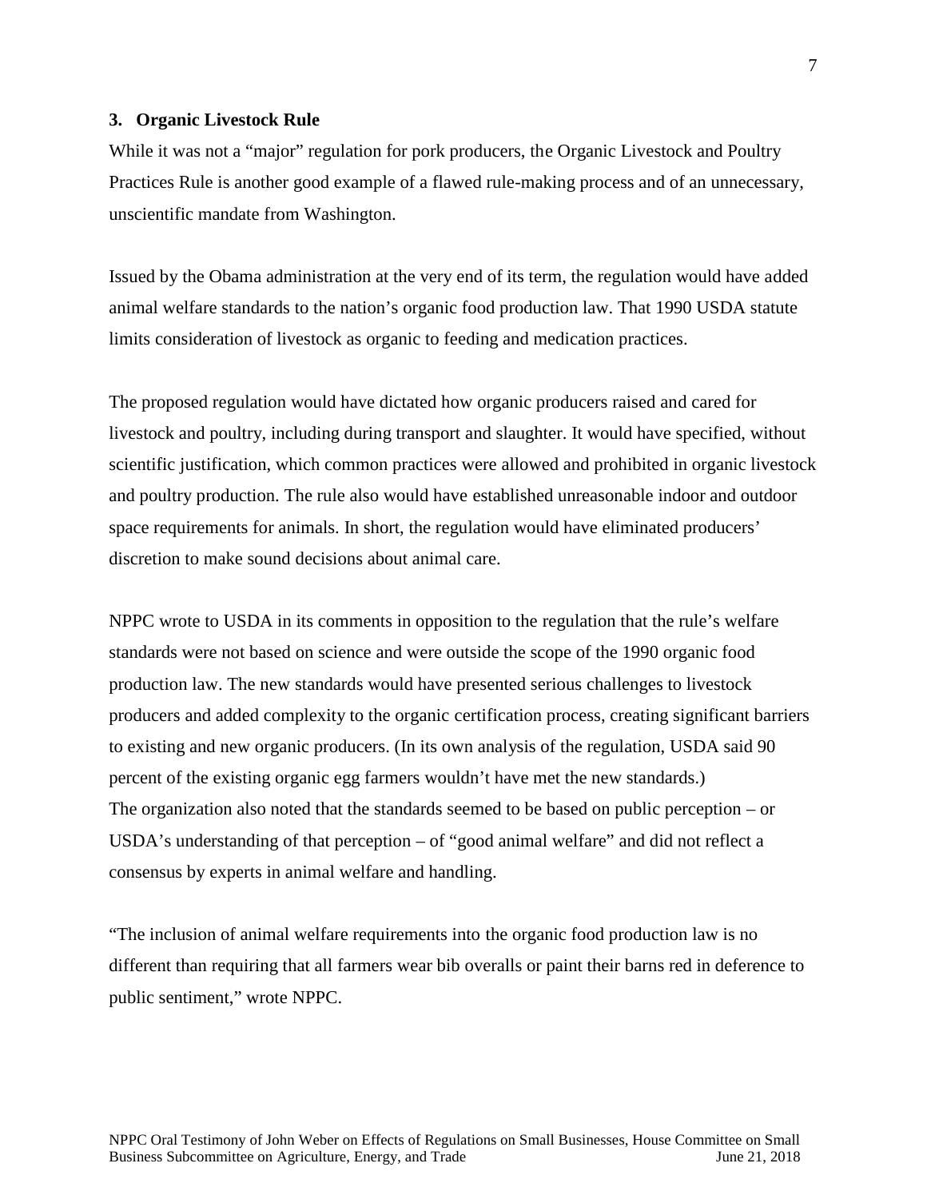### 3. Organic Livestock Rule

While it was not a "major" regulation for pork producers, the Organic Livestock and Poultry Practices Rule is another good example of a flawed rule-making process and of an unnecessary, unscientific mandate from Washington.

Issued by the Obama administration at the very end of its term, the regulation would have added animal welfare standards to the nation's organic food production law. That 1990 USDA statute limits consideration of livestock as organic to feeding and medication practices.

The proposed regulation would have dictated how organic producers raised and cared for livestock and poultry, including during transport and slaughter. It would have specified, without scientific justification, which common practices were allowed and prohibited in organic livestock and poultry production. The rule also would have established unreasonable indoor and outdoor space requirements for animals. In short, the regulation would have eliminated producers' discretion to make sound decisions about animal care.

NPPC wrote to USDA in its comments in opposition to the regulation that the rule's welfare standards were not based on science and were outside the scope of the 1990 organic food production law. The new standards would have presented serious challenges to livestock producers and added complexity to the organic certification process, creating significant barriers to existing and new organic producers. (In its own analysis of the regulation, USDA said 90 percent of the existing organic egg farmers wouldn't have met the new standards.)
The organization also noted that the standards seemed to be based on public perception – or USDA's understanding of that perception – of "good animal welfare" and did not reflect a consensus by experts in animal welfare and handling.

"The inclusion of animal welfare requirements into the organic food production law is no different than requiring that all farmers wear bib overalls or paint their barns red in deference to public sentiment," wrote NPPC.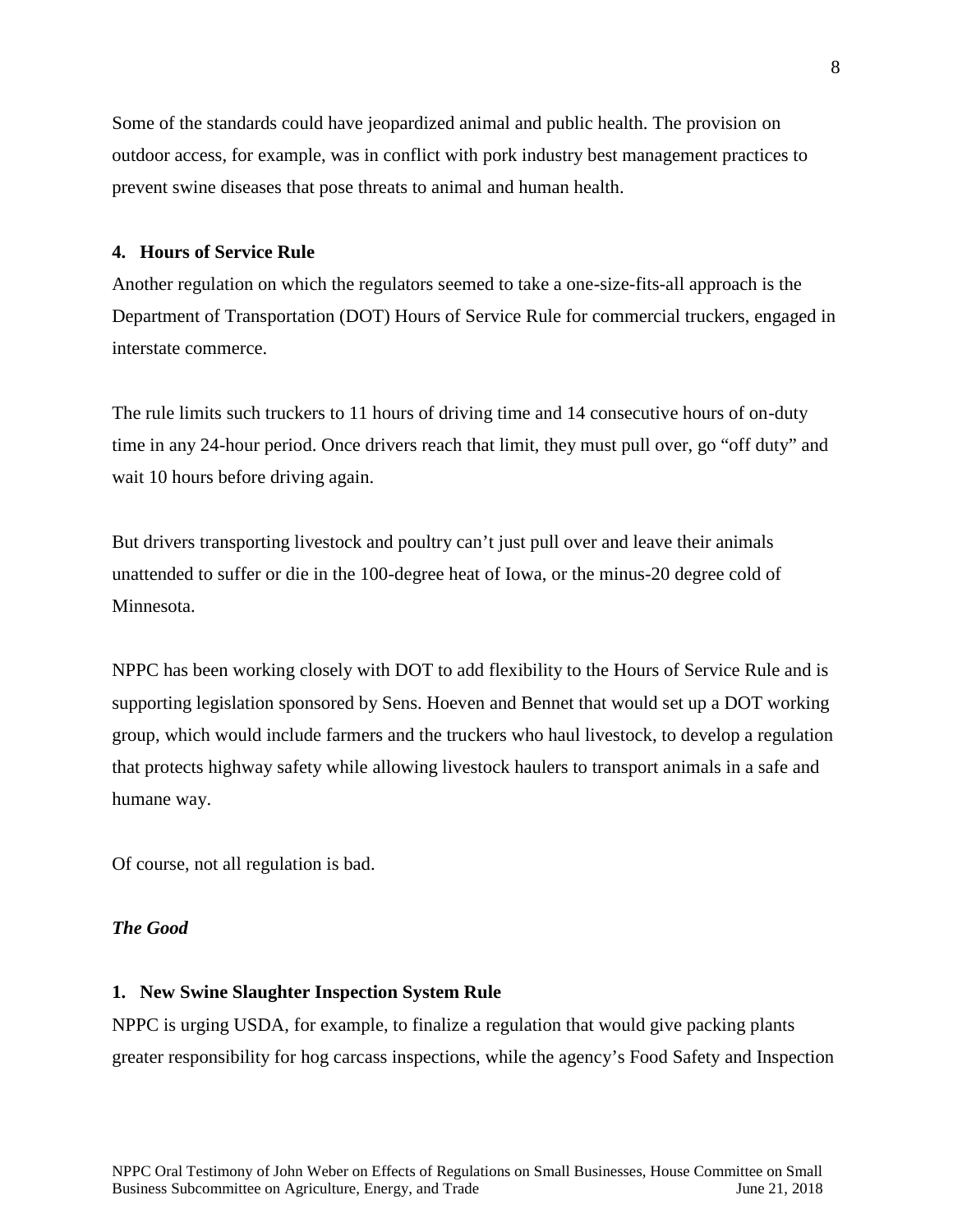Some of the standards could have jeopardized animal and public health. The provision on outdoor access, for example, was in conflict with pork industry best management practices to prevent swine diseases that pose threats to animal and human health.

**4. Hours of Service Rule**

Another regulation on which the regulators seemed to take a one-size-fits-all approach is the Department of Transportation (DOT) Hours of Service Rule for commercial truckers, engaged in interstate commerce.

The rule limits such truckers to 11 hours of driving time and 14 consecutive hours of on-duty time in any 24-hour period. Once drivers reach that limit, they must pull over, go "off duty" and wait 10 hours before driving again.

But drivers transporting livestock and poultry can't just pull over and leave their animals unattended to suffer or die in the 100-degree heat of Iowa, or the minus-20 degree cold of Minnesota.

NPPC has been working closely with DOT to add flexibility to the Hours of Service Rule and is supporting legislation sponsored by Sens. Hoeven and Bennet that would set up a DOT working group, which would include farmers and the truckers who haul livestock, to develop a regulation that protects highway safety while allowing livestock haulers to transport animals in a safe and humane way.

Of course, not all regulation is bad.

***The Good***

**1. New Swine Slaughter Inspection System Rule**

NPPC is urging USDA, for example, to finalize a regulation that would give packing plants greater responsibility for hog carcass inspections, while the agency's Food Safety and Inspection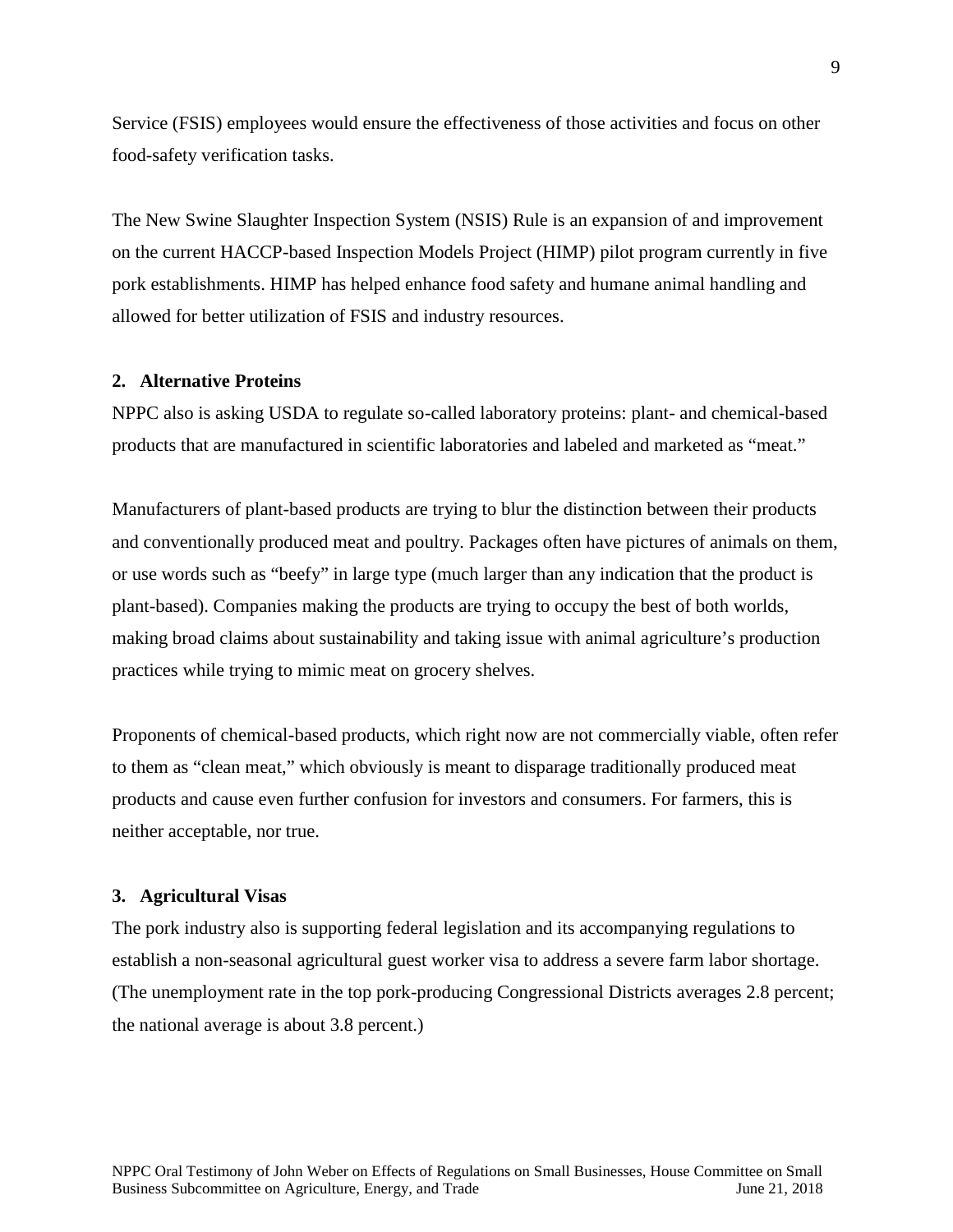Service (FSIS) employees would ensure the effectiveness of those activities and focus on other food-safety verification tasks.

The New Swine Slaughter Inspection System (NSIS) Rule is an expansion of and improvement on the current HACCP-based Inspection Models Project (HIMP) pilot program currently in five pork establishments. HIMP has helped enhance food safety and humane animal handling and allowed for better utilization of FSIS and industry resources.

**2. Alternative Proteins**

NPPC also is asking USDA to regulate so-called laboratory proteins: plant- and chemical-based products that are manufactured in scientific laboratories and labeled and marketed as "meat."

Manufacturers of plant-based products are trying to blur the distinction between their products and conventionally produced meat and poultry. Packages often have pictures of animals on them, or use words such as "beefy" in large type (much larger than any indication that the product is plant-based). Companies making the products are trying to occupy the best of both worlds, making broad claims about sustainability and taking issue with animal agriculture's production practices while trying to mimic meat on grocery shelves.

Proponents of chemical-based products, which right now are not commercially viable, often refer to them as "clean meat," which obviously is meant to disparage traditionally produced meat products and cause even further confusion for investors and consumers. For farmers, this is neither acceptable, nor true.

**3. Agricultural Visas**

The pork industry also is supporting federal legislation and its accompanying regulations to establish a non-seasonal agricultural guest worker visa to address a severe farm labor shortage. (The unemployment rate in the top pork-producing Congressional Districts averages 2.8 percent; the national average is about 3.8 percent.)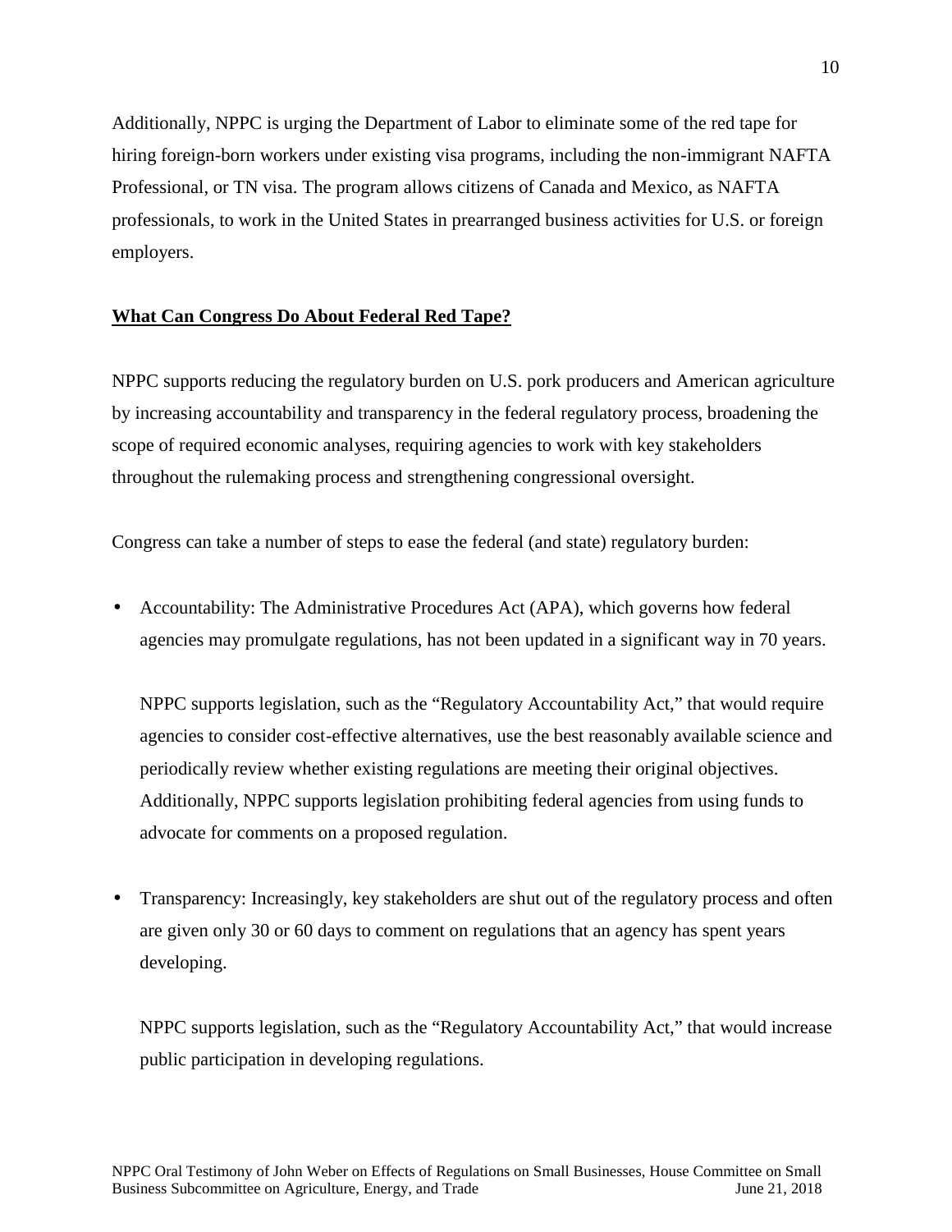Additionally, NPPC is urging the Department of Labor to eliminate some of the red tape for hiring foreign-born workers under existing visa programs, including the non-immigrant NAFTA Professional, or TN visa. The program allows citizens of Canada and Mexico, as NAFTA professionals, to work in the United States in prearranged business activities for U.S. or foreign employers.

## **What Can Congress Do About Federal Red Tape?**

NPPC supports reducing the regulatory burden on U.S. pork producers and American agriculture by increasing accountability and transparency in the federal regulatory process, broadening the scope of required economic analyses, requiring agencies to work with key stakeholders throughout the rulemaking process and strengthening congressional oversight.

Congress can take a number of steps to ease the federal (and state) regulatory burden:

- Accountability: The Administrative Procedures Act (APA), which governs how federal agencies may promulgate regulations, has not been updated in a significant way in 70 years.

  NPPC supports legislation, such as the "Regulatory Accountability Act," that would require agencies to consider cost-effective alternatives, use the best reasonably available science and periodically review whether existing regulations are meeting their original objectives. Additionally, NPPC supports legislation prohibiting federal agencies from using funds to advocate for comments on a proposed regulation.

- Transparency: Increasingly, key stakeholders are shut out of the regulatory process and often are given only 30 or 60 days to comment on regulations that an agency has spent years developing.

  NPPC supports legislation, such as the "Regulatory Accountability Act," that would increase public participation in developing regulations.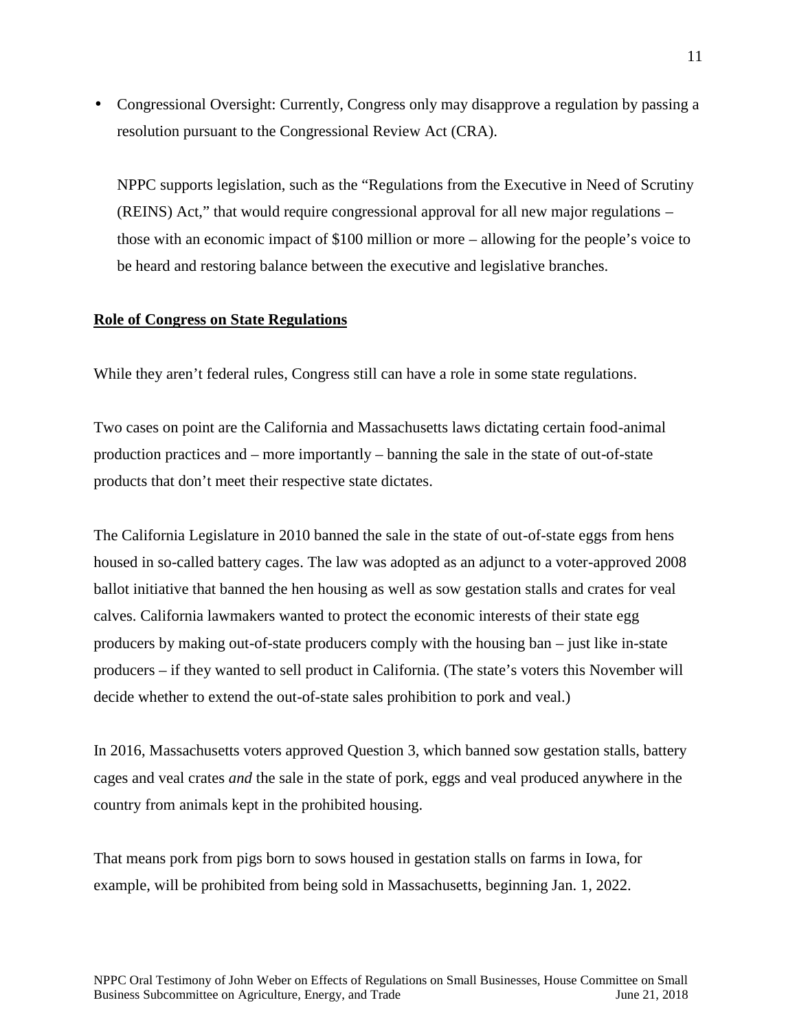- Congressional Oversight: Currently, Congress only may disapprove a regulation by passing a resolution pursuant to the Congressional Review Act (CRA).

  NPPC supports legislation, such as the "Regulations from the Executive in Need of Scrutiny (REINS) Act," that would require congressional approval for all new major regulations – those with an economic impact of $100 million or more – allowing for the people's voice to be heard and restoring balance between the executive and legislative branches.

**Role of Congress on State Regulations**

While they aren't federal rules, Congress still can have a role in some state regulations.

Two cases on point are the California and Massachusetts laws dictating certain food-animal production practices and – more importantly – banning the sale in the state of out-of-state products that don't meet their respective state dictates.

The California Legislature in 2010 banned the sale in the state of out-of-state eggs from hens housed in so-called battery cages. The law was adopted as an adjunct to a voter-approved 2008 ballot initiative that banned the hen housing as well as sow gestation stalls and crates for veal calves. California lawmakers wanted to protect the economic interests of their state egg producers by making out-of-state producers comply with the housing ban – just like in-state producers – if they wanted to sell product in California. (The state's voters this November will decide whether to extend the out-of-state sales prohibition to pork and veal.)

In 2016, Massachusetts voters approved Question 3, which banned sow gestation stalls, battery cages and veal crates *and* the sale in the state of pork, eggs and veal produced anywhere in the country from animals kept in the prohibited housing.

That means pork from pigs born to sows housed in gestation stalls on farms in Iowa, for example, will be prohibited from being sold in Massachusetts, beginning Jan. 1, 2022.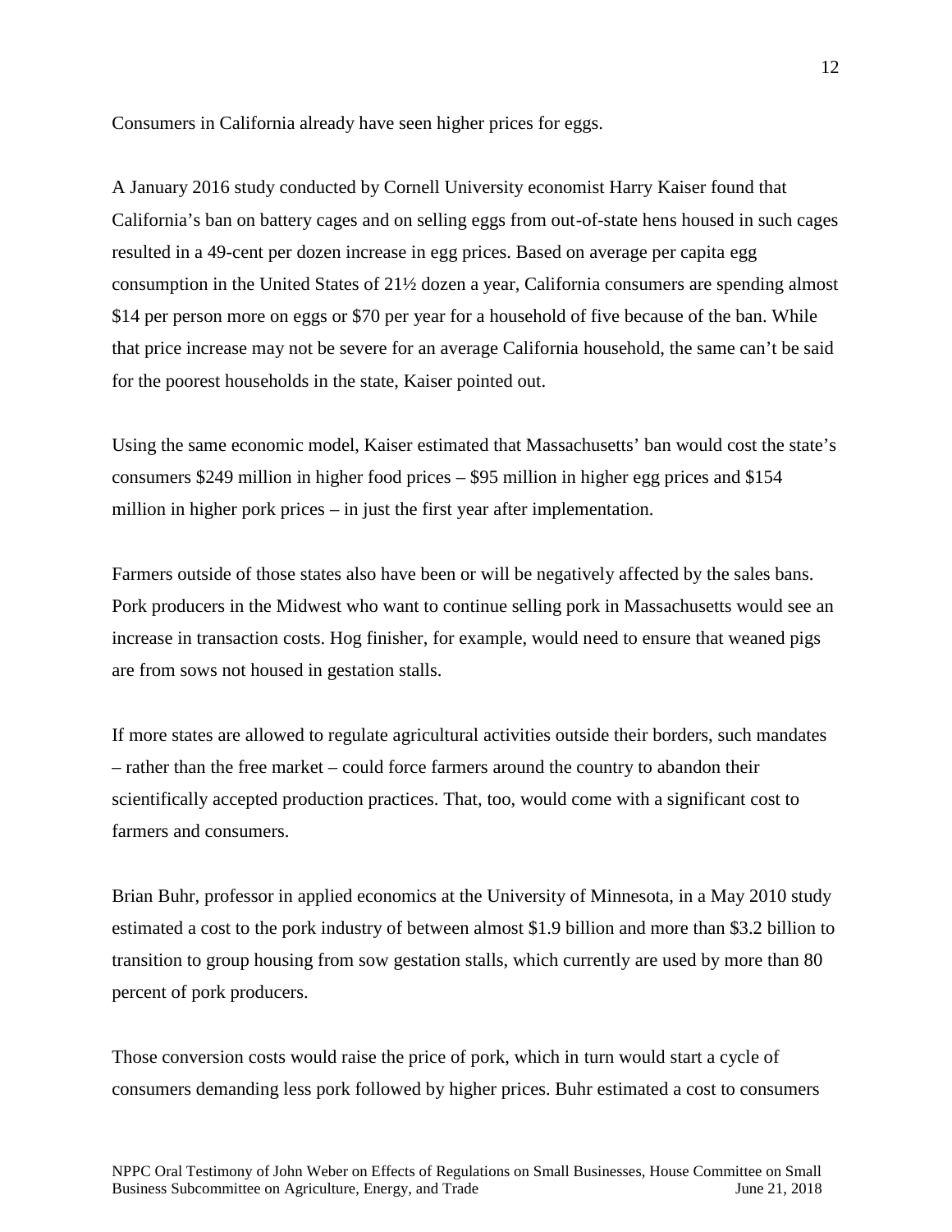Consumers in California already have seen higher prices for eggs.

A January 2016 study conducted by Cornell University economist Harry Kaiser found that California's ban on battery cages and on selling eggs from out-of-state hens housed in such cages resulted in a 49-cent per dozen increase in egg prices. Based on average per capita egg consumption in the United States of 21½ dozen a year, California consumers are spending almost $14 per person more on eggs or $70 per year for a household of five because of the ban. While that price increase may not be severe for an average California household, the same can't be said for the poorest households in the state, Kaiser pointed out.

Using the same economic model, Kaiser estimated that Massachusetts' ban would cost the state's consumers $249 million in higher food prices – $95 million in higher egg prices and $154 million in higher pork prices – in just the first year after implementation.

Farmers outside of those states also have been or will be negatively affected by the sales bans. Pork producers in the Midwest who want to continue selling pork in Massachusetts would see an increase in transaction costs. Hog finisher, for example, would need to ensure that weaned pigs are from sows not housed in gestation stalls.

If more states are allowed to regulate agricultural activities outside their borders, such mandates – rather than the free market – could force farmers around the country to abandon their scientifically accepted production practices. That, too, would come with a significant cost to farmers and consumers.

Brian Buhr, professor in applied economics at the University of Minnesota, in a May 2010 study estimated a cost to the pork industry of between almost $1.9 billion and more than $3.2 billion to transition to group housing from sow gestation stalls, which currently are used by more than 80 percent of pork producers.

Those conversion costs would raise the price of pork, which in turn would start a cycle of consumers demanding less pork followed by higher prices. Buhr estimated a cost to consumers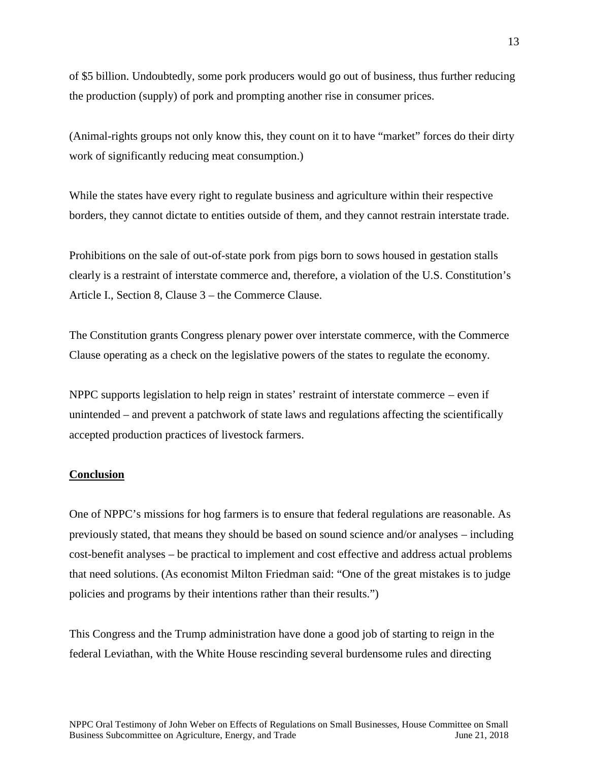of $5 billion. Undoubtedly, some pork producers would go out of business, thus further reducing the production (supply) of pork and prompting another rise in consumer prices.

(Animal-rights groups not only know this, they count on it to have "market" forces do their dirty work of significantly reducing meat consumption.)

While the states have every right to regulate business and agriculture within their respective borders, they cannot dictate to entities outside of them, and they cannot restrain interstate trade.

Prohibitions on the sale of out-of-state pork from pigs born to sows housed in gestation stalls clearly is a restraint of interstate commerce and, therefore, a violation of the U.S. Constitution's Article I., Section 8, Clause 3 – the Commerce Clause.

The Constitution grants Congress plenary power over interstate commerce, with the Commerce Clause operating as a check on the legislative powers of the states to regulate the economy.

NPPC supports legislation to help reign in states' restraint of interstate commerce – even if unintended – and prevent a patchwork of state laws and regulations affecting the scientifically accepted production practices of livestock farmers.

**Conclusion**

One of NPPC's missions for hog farmers is to ensure that federal regulations are reasonable. As previously stated, that means they should be based on sound science and/or analyses – including cost-benefit analyses – be practical to implement and cost effective and address actual problems that need solutions. (As economist Milton Friedman said: "One of the great mistakes is to judge policies and programs by their intentions rather than their results.")

This Congress and the Trump administration have done a good job of starting to reign in the federal Leviathan, with the White House rescinding several burdensome rules and directing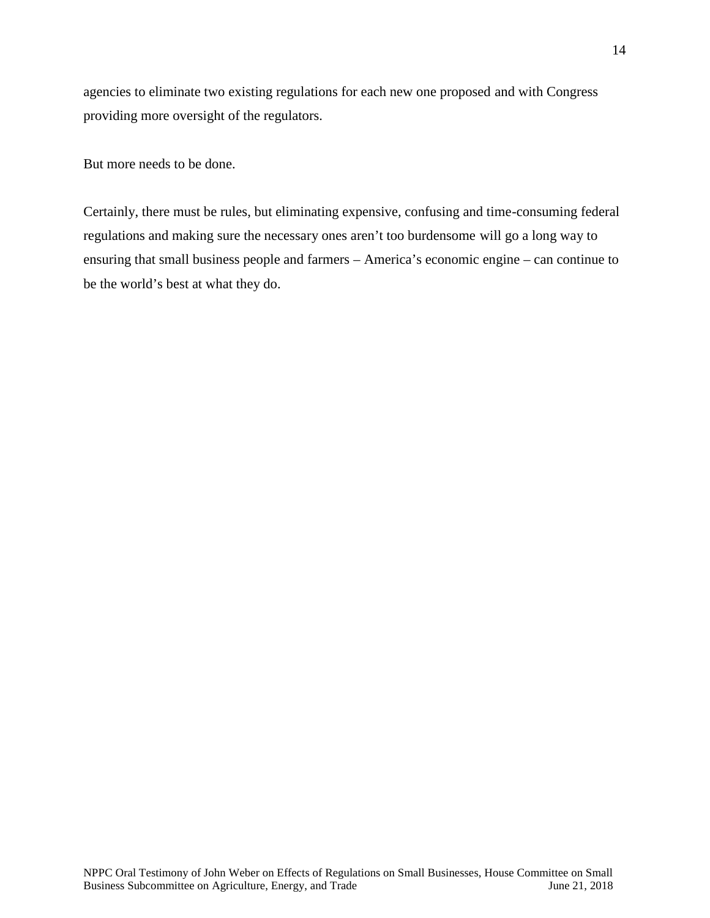agencies to eliminate two existing regulations for each new one proposed and with Congress providing more oversight of the regulators.

But more needs to be done.

Certainly, there must be rules, but eliminating expensive, confusing and time-consuming federal regulations and making sure the necessary ones aren't too burdensome will go a long way to ensuring that small business people and farmers – America's economic engine – can continue to be the world's best at what they do.